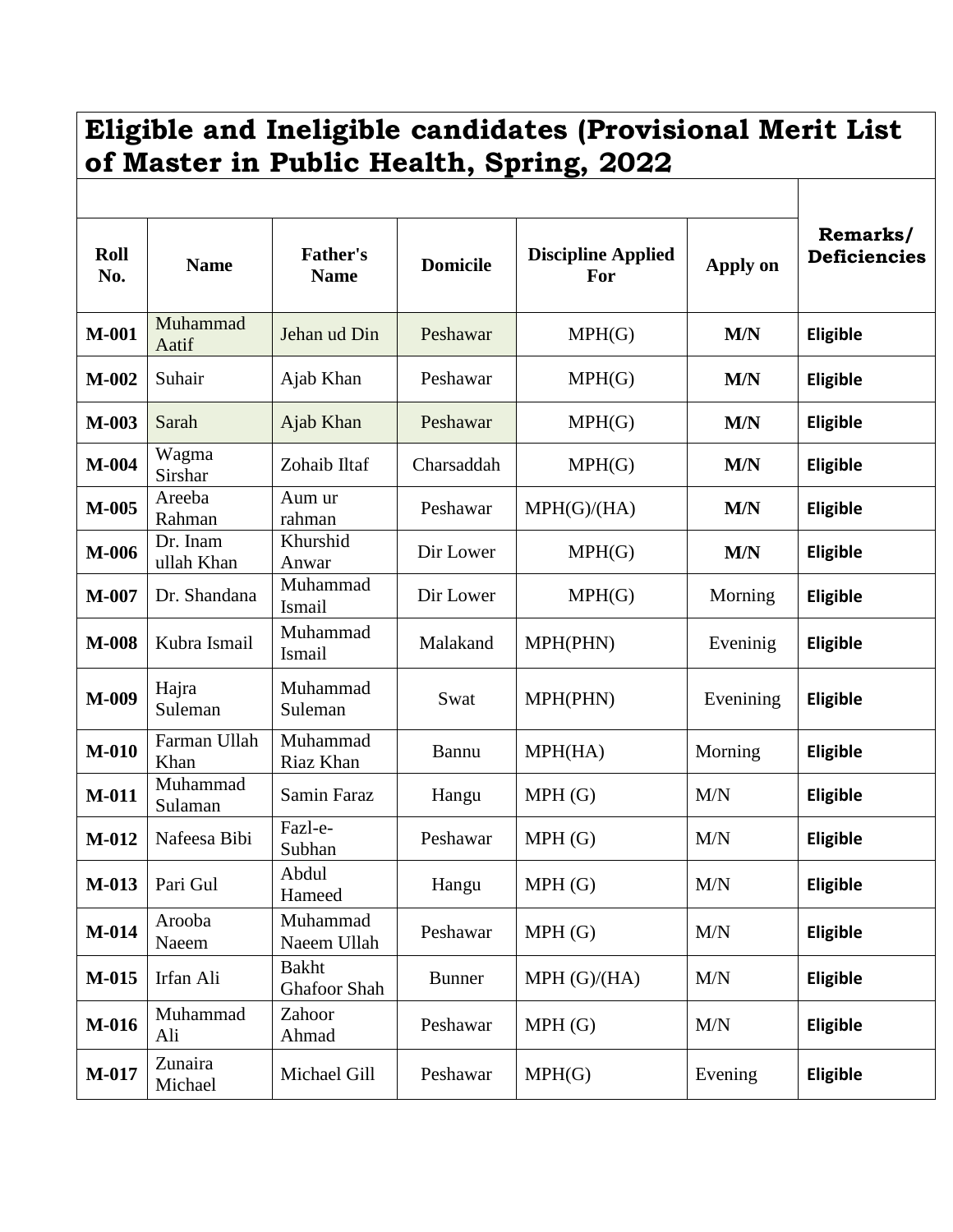# Eligible and Ineligible candidates (Provisional Merit List of Master in Public Health, Spring, 2022

| Roll No. | Name | Father's Name | Domicile | Discipline Applied For | Apply on | Remarks/ Deficiencies |
|---|---|---|---|---|---|---|
| M-001 | Muhammad Aatif | Jehan ud Din | Peshawar | MPH(G) | M/N | Eligible |
| M-002 | Suhair | Ajab Khan | Peshawar | MPH(G) | M/N | Eligible |
| M-003 | Sarah | Ajab Khan | Peshawar | MPH(G) | M/N | Eligible |
| M-004 | Wagma Sirshar | Zohaib Iltaf | Charsaddah | MPH(G) | M/N | Eligible |
| M-005 | Areeba Rahman | Aum ur rahman | Peshawar | MPH(G)/(HA) | M/N | Eligible |
| M-006 | Dr. Inam ullah Khan | Khurshid Anwar | Dir Lower | MPH(G) | M/N | Eligible |
| M-007 | Dr. Shandana | Muhammad Ismail | Dir Lower | MPH(G) | Morning | Eligible |
| M-008 | Kubra Ismail | Muhammad Ismail | Malakand | MPH(PHN) | Eveninig | Eligible |
| M-009 | Hajra Suleman | Muhammad Suleman | Swat | MPH(PHN) | Evenining | Eligible |
| M-010 | Farman Ullah Khan | Muhammad Riaz Khan | Bannu | MPH(HA) | Morning | Eligible |
| M-011 | Muhammad Sulaman | Samin Faraz | Hangu | MPH (G) | M/N | Eligible |
| M-012 | Nafeesa Bibi | Fazl-e-Subhan | Peshawar | MPH (G) | M/N | Eligible |
| M-013 | Pari Gul | Abdul Hameed | Hangu | MPH (G) | M/N | Eligible |
| M-014 | Arooba Naeem | Muhammad Naeem Ullah | Peshawar | MPH (G) | M/N | Eligible |
| M-015 | Irfan Ali | Bakht Ghafoor Shah | Bunner | MPH (G)/(HA) | M/N | Eligible |
| M-016 | Muhammad Ali | Zahoor Ahmad | Peshawar | MPH (G) | M/N | Eligible |
| M-017 | Zunaira Michael | Michael Gill | Peshawar | MPH(G) | Evening | Eligible |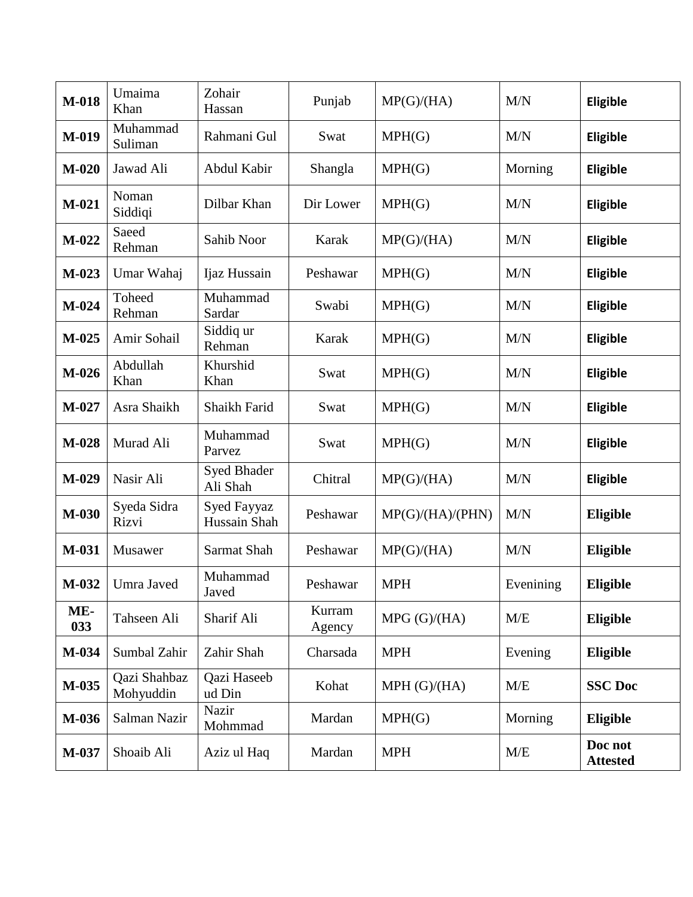| | | | | | | |
|---|---|---|---|---|---|---|
| **M-018** | Umaima Khan | Zohair Hassan | Punjab | MP(G)/(HA) | M/N | **Eligible** |
| **M-019** | Muhammad Suliman | Rahmani Gul | Swat | MPH(G) | M/N | **Eligible** |
| **M-020** | Jawad Ali | Abdul Kabir | Shangla | MPH(G) | Morning | **Eligible** |
| **M-021** | Noman Siddiqi | Dilbar Khan | Dir Lower | MPH(G) | M/N | **Eligible** |
| **M-022** | Saeed Rehman | Sahib Noor | Karak | MP(G)/(HA) | M/N | **Eligible** |
| **M-023** | Umar Wahaj | Ijaz Hussain | Peshawar | MPH(G) | M/N | **Eligible** |
| **M-024** | Toheed Rehman | Muhammad Sardar | Swabi | MPH(G) | M/N | **Eligible** |
| **M-025** | Amir Sohail | Siddiq ur Rehman | Karak | MPH(G) | M/N | **Eligible** |
| **M-026** | Abdullah Khan | Khurshid Khan | Swat | MPH(G) | M/N | **Eligible** |
| **M-027** | Asra Shaikh | Shaikh Farid | Swat | MPH(G) | M/N | **Eligible** |
| **M-028** | Murad Ali | Muhammad Parvez | Swat | MPH(G) | M/N | **Eligible** |
| **M-029** | Nasir Ali | Syed Bhader Ali Shah | Chitral | MP(G)/(HA) | M/N | **Eligible** |
| **M-030** | Syeda Sidra Rizvi | Syed Fayyaz Hussain Shah | Peshawar | MP(G)/(HA)/(PHN) | M/N | **Eligible** |
| **M-031** | Musawer | Sarmat Shah | Peshawar | MP(G)/(HA) | M/N | **Eligible** |
| **M-032** | Umra Javed | Muhammad Javed | Peshawar | MPH | Evenining | **Eligible** |
| **ME-033** | Tahseen Ali | Sharif Ali | Kurram Agency | MPG (G)/(HA) | M/E | **Eligible** |
| **M-034** | Sumbal Zahir | Zahir Shah | Charsada | MPH | Evening | **Eligible** |
| **M-035** | Qazi Shahbaz Mohyuddin | Qazi Haseeb ud Din | Kohat | MPH (G)/(HA) | M/E | **SSC Doc** |
| **M-036** | Salman Nazir | Nazir Mohmmad | Mardan | MPH(G) | Morning | **Eligible** |
| **M-037** | Shoaib Ali | Aziz ul Haq | Mardan | MPH | M/E | **Doc not Attested** |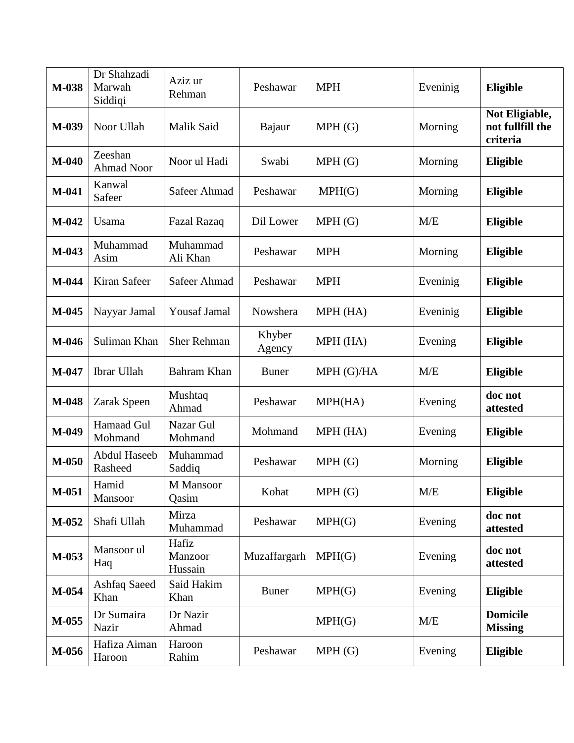| **M-038** | Dr Shahzadi Marwah Siddiqi | Aziz ur Rehman | Peshawar | MPH | Eveninig | **Eligible** |
|---|---|---|---|---|---|---|
| **M-039** | Noor Ullah | Malik Said | Bajaur | MPH (G) | Morning | **Not Eligiable, not fullfill the criteria** |
| **M-040** | Zeeshan Ahmad Noor | Noor ul Hadi | Swabi | MPH (G) | Morning | **Eligible** |
| **M-041** | Kanwal Safeer | Safeer Ahmad | Peshawar | MPH(G) | Morning | **Eligible** |
| **M-042** | Usama | Fazal Razaq | Dil Lower | MPH (G) | M/E | **Eligible** |
| **M-043** | Muhammad Asim | Muhammad Ali Khan | Peshawar | MPH | Morning | **Eligible** |
| **M-044** | Kiran Safeer | Safeer Ahmad | Peshawar | MPH | Eveninig | **Eligible** |
| **M-045** | Nayyar Jamal | Yousaf Jamal | Nowshera | MPH (HA) | Eveninig | **Eligible** |
| **M-046** | Suliman Khan | Sher Rehman | Khyber Agency | MPH (HA) | Evening | **Eligible** |
| **M-047** | Ibrar Ullah | Bahram Khan | Buner | MPH (G)/HA | M/E | **Eligible** |
| **M-048** | Zarak Speen | Mushtaq Ahmad | Peshawar | MPH(HA) | Evening | **doc not attested** |
| **M-049** | Hamaad Gul Mohmand | Nazar Gul Mohmand | Mohmand | MPH (HA) | Evening | **Eligible** |
| **M-050** | Abdul Haseeb Rasheed | Muhammad Saddiq | Peshawar | MPH (G) | Morning | **Eligible** |
| **M-051** | Hamid Mansoor | M Mansoor Qasim | Kohat | MPH (G) | M/E | **Eligible** |
| **M-052** | Shafi Ullah | Mirza Muhammad | Peshawar | MPH(G) | Evening | **doc not attested** |
| **M-053** | Mansoor ul Haq | Hafiz Manzoor Hussain | Muzaffargarh | MPH(G) | Evening | **doc not attested** |
| **M-054** | Ashfaq Saeed Khan | Said Hakim Khan | Buner | MPH(G) | Evening | **Eligible** |
| **M-055** | Dr Sumaira Nazir | Dr Nazir Ahmad | | MPH(G) | M/E | **Domicile Missing** |
| **M-056** | Hafiza Aiman Haroon | Haroon Rahim | Peshawar | MPH (G) | Evening | **Eligible** |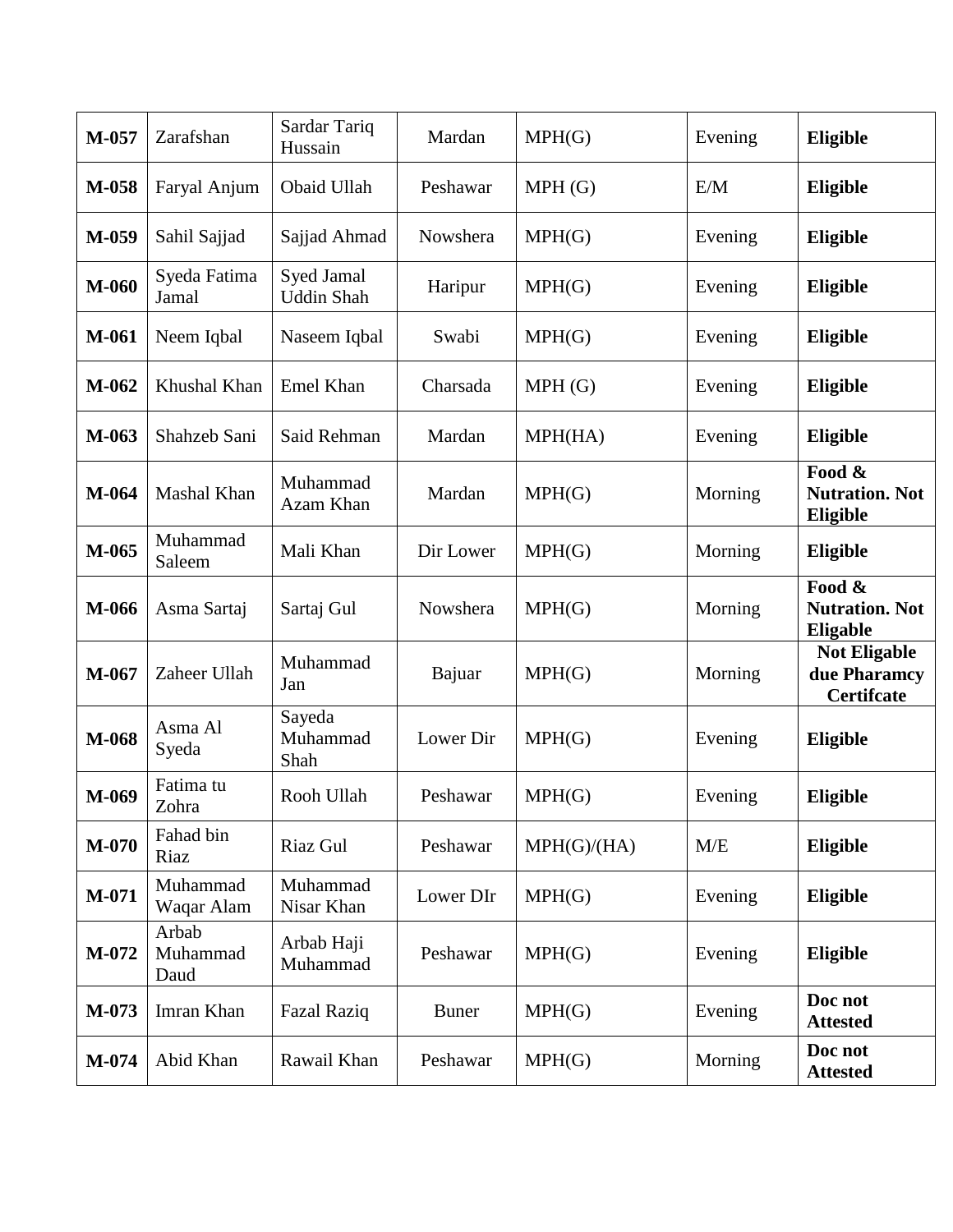| **M-057** | Zarafshan | Sardar Tariq Hussain | Mardan | MPH(G) | Evening | **Eligible** |
|---|---|---|---|---|---|---|
| **M-058** | Faryal Anjum | Obaid Ullah | Peshawar | MPH (G) | E/M | **Eligible** |
| **M-059** | Sahil Sajjad | Sajjad Ahmad | Nowshera | MPH(G) | Evening | **Eligible** |
| **M-060** | Syeda Fatima Jamal | Syed Jamal Uddin Shah | Haripur | MPH(G) | Evening | **Eligible** |
| **M-061** | Neem Iqbal | Naseem Iqbal | Swabi | MPH(G) | Evening | **Eligible** |
| **M-062** | Khushal Khan | Emel Khan | Charsada | MPH (G) | Evening | **Eligible** |
| **M-063** | Shahzeb Sani | Said Rehman | Mardan | MPH(HA) | Evening | **Eligible** |
| **M-064** | Mashal Khan | Muhammad Azam Khan | Mardan | MPH(G) | Morning | **Food & Nutration. Not Eligible** |
| **M-065** | Muhammad Saleem | Mali Khan | Dir Lower | MPH(G) | Morning | **Eligible** |
| **M-066** | Asma Sartaj | Sartaj Gul | Nowshera | MPH(G) | Morning | **Food & Nutration. Not Eligable** |
| **M-067** | Zaheer Ullah | Muhammad Jan | Bajuar | MPH(G) | Morning | **Not Eligable due Pharamcy Certifcate** |
| **M-068** | Asma Al Syeda | Sayeda Muhammad Shah | Lower Dir | MPH(G) | Evening | **Eligible** |
| **M-069** | Fatima tu Zohra | Rooh Ullah | Peshawar | MPH(G) | Evening | **Eligible** |
| **M-070** | Fahad bin Riaz | Riaz Gul | Peshawar | MPH(G)/(HA) | M/E | **Eligible** |
| **M-071** | Muhammad Waqar Alam | Muhammad Nisar Khan | Lower DIr | MPH(G) | Evening | **Eligible** |
| **M-072** | Arbab Muhammad Daud | Arbab Haji Muhammad | Peshawar | MPH(G) | Evening | **Eligible** |
| **M-073** | Imran Khan | Fazal Raziq | Buner | MPH(G) | Evening | **Doc not Attested** |
| **M-074** | Abid Khan | Rawail Khan | Peshawar | MPH(G) | Morning | **Doc not Attested** |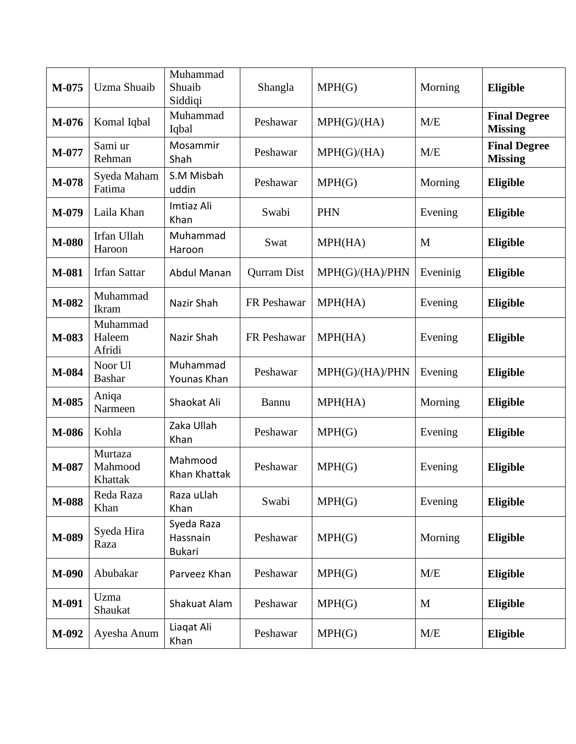| | | | | | | |
|---|---|---|---|---|---|---|
| **M-075** | Uzma Shuaib | Muhammad Shuaib Siddiqi | Shangla | MPH(G) | Morning | **Eligible** |
| **M-076** | Komal Iqbal | Muhammad Iqbal | Peshawar | MPH(G)/(HA) | M/E | **Final Degree Missing** |
| **M-077** | Sami ur Rehman | Mosammir Shah | Peshawar | MPH(G)/(HA) | M/E | **Final Degree Missing** |
| **M-078** | Syeda Maham Fatima | S.M Misbah uddin | Peshawar | MPH(G) | Morning | **Eligible** |
| **M-079** | Laila Khan | Imtiaz Ali Khan | Swabi | PHN | Evening | **Eligible** |
| **M-080** | Irfan Ullah Haroon | Muhammad Haroon | Swat | MPH(HA) | M | **Eligible** |
| **M-081** | Irfan Sattar | Abdul Manan | Qurram Dist | MPH(G)/(HA)/PHN | Eveninig | **Eligible** |
| **M-082** | Muhammad Ikram | Nazir Shah | FR Peshawar | MPH(HA) | Evening | **Eligible** |
| **M-083** | Muhammad Haleem Afridi | Nazir Shah | FR Peshawar | MPH(HA) | Evening | **Eligible** |
| **M-084** | Noor Ul Bashar | Muhammad Younas Khan | Peshawar | MPH(G)/(HA)/PHN | Evening | **Eligible** |
| **M-085** | Aniqa Narmeen | Shaokat Ali | Bannu | MPH(HA) | Morning | **Eligible** |
| **M-086** | Kohla | Zaka Ullah Khan | Peshawar | MPH(G) | Evening | **Eligible** |
| **M-087** | Murtaza Mahmood Khattak | Mahmood Khan Khattak | Peshawar | MPH(G) | Evening | **Eligible** |
| **M-088** | Reda Raza Khan | Raza uLlah Khan | Swabi | MPH(G) | Evening | **Eligible** |
| **M-089** | Syeda Hira Raza | Syeda Raza Hassnain Bukari | Peshawar | MPH(G) | Morning | **Eligible** |
| **M-090** | Abubakar | Parveez Khan | Peshawar | MPH(G) | M/E | **Eligible** |
| **M-091** | Uzma Shaukat | Shakuat Alam | Peshawar | MPH(G) | M | **Eligible** |
| **M-092** | Ayesha Anum | Liaqat Ali Khan | Peshawar | MPH(G) | M/E | **Eligible** |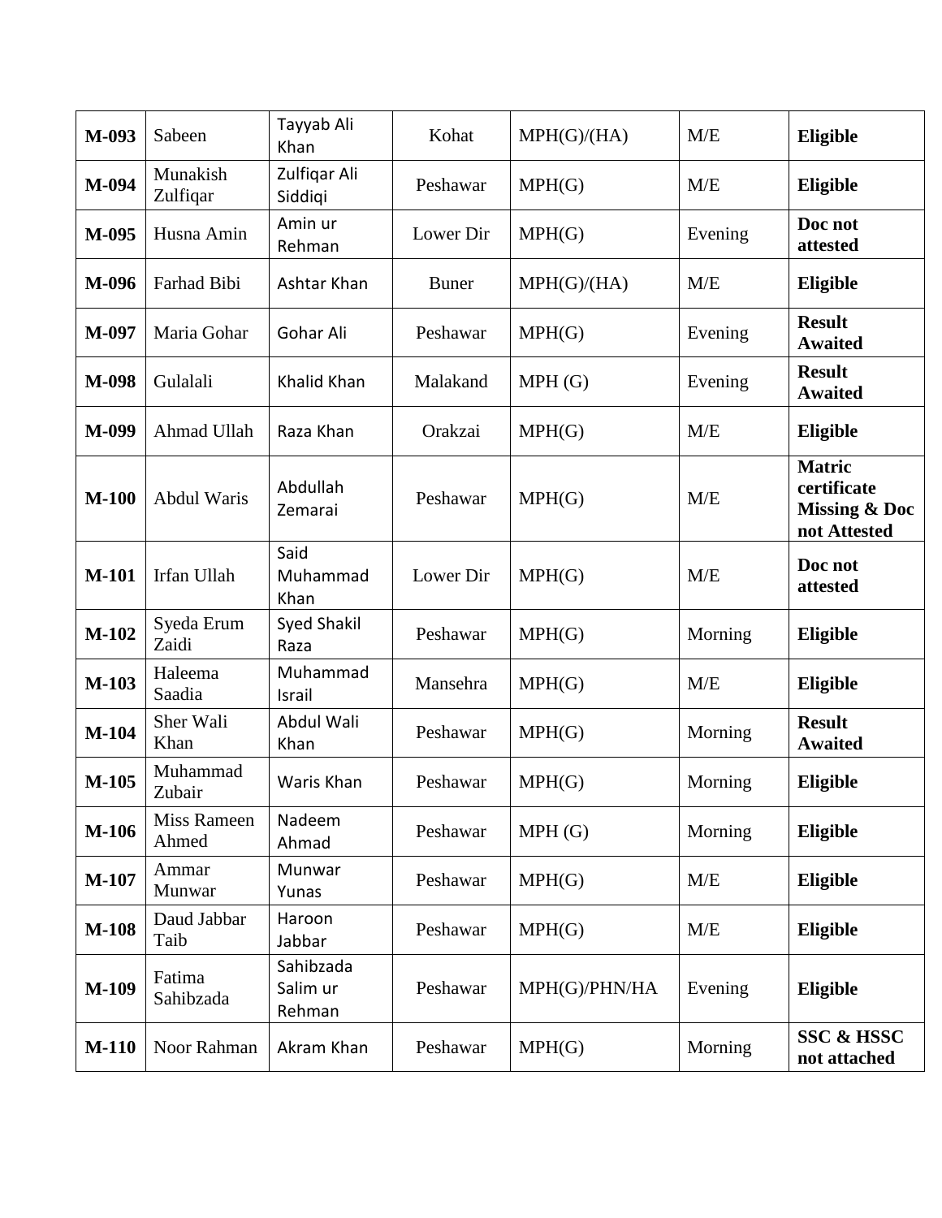| **M-093** | Sabeen | Tayyab Ali Khan | Kohat | MPH(G)/(HA) | M/E | **Eligible** |
|---|---|---|---|---|---|---|
| **M-094** | Munakish Zulfiqar | Zulfiqar Ali Siddiqi | Peshawar | MPH(G) | M/E | **Eligible** |
| **M-095** | Husna Amin | Amin ur Rehman | Lower Dir | MPH(G) | Evening | **Doc not attested** |
| **M-096** | Farhad Bibi | Ashtar Khan | Buner | MPH(G)/(HA) | M/E | **Eligible** |
| **M-097** | Maria Gohar | Gohar Ali | Peshawar | MPH(G) | Evening | **Result Awaited** |
| **M-098** | Gulalali | Khalid Khan | Malakand | MPH (G) | Evening | **Result Awaited** |
| **M-099** | Ahmad Ullah | Raza Khan | Orakzai | MPH(G) | M/E | **Eligible** |
| **M-100** | Abdul Waris | Abdullah Zemarai | Peshawar | MPH(G) | M/E | **Matric certificate Missing & Doc not Attested** |
| **M-101** | Irfan Ullah | Said Muhammad Khan | Lower Dir | MPH(G) | M/E | **Doc not attested** |
| **M-102** | Syeda Erum Zaidi | Syed Shakil Raza | Peshawar | MPH(G) | Morning | **Eligible** |
| **M-103** | Haleema Saadia | Muhammad Israil | Mansehra | MPH(G) | M/E | **Eligible** |
| **M-104** | Sher Wali Khan | Abdul Wali Khan | Peshawar | MPH(G) | Morning | **Result Awaited** |
| **M-105** | Muhammad Zubair | Waris Khan | Peshawar | MPH(G) | Morning | **Eligible** |
| **M-106** | Miss Rameen Ahmed | Nadeem Ahmad | Peshawar | MPH (G) | Morning | **Eligible** |
| **M-107** | Ammar Munwar | Munwar Yunas | Peshawar | MPH(G) | M/E | **Eligible** |
| **M-108** | Daud Jabbar Taib | Haroon Jabbar | Peshawar | MPH(G) | M/E | **Eligible** |
| **M-109** | Fatima Sahibzada | Sahibzada Salim ur Rehman | Peshawar | MPH(G)/PHN/HA | Evening | **Eligible** |
| **M-110** | Noor Rahman | Akram Khan | Peshawar | MPH(G) | Morning | **SSC & HSSC not attached** |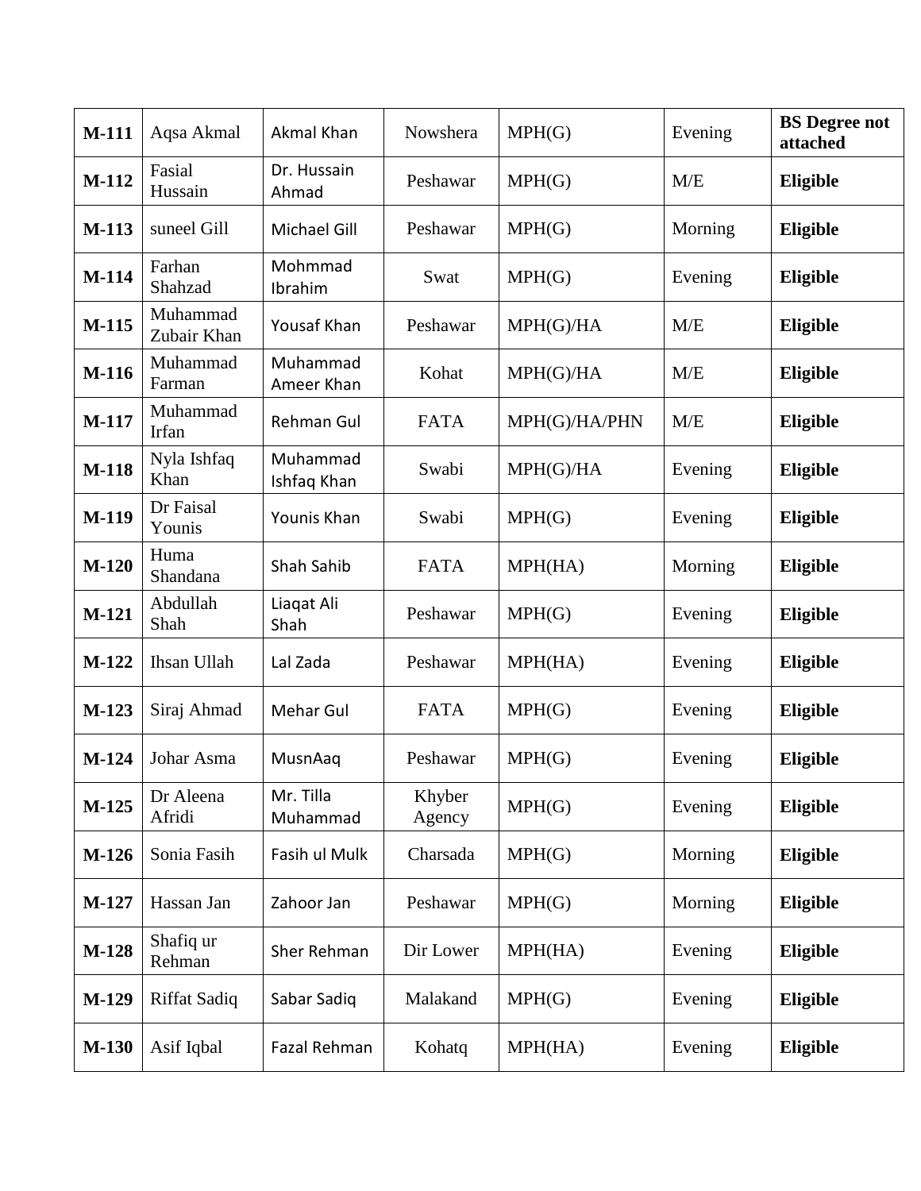| | | | | | | |
|---|---|---|---|---|---|---|
| **M-111** | Aqsa Akmal | Akmal Khan | Nowshera | MPH(G) | Evening | **BS Degree not attached** |
| **M-112** | Fasial Hussain | Dr. Hussain Ahmad | Peshawar | MPH(G) | M/E | **Eligible** |
| **M-113** | suneel Gill | Michael Gill | Peshawar | MPH(G) | Morning | **Eligible** |
| **M-114** | Farhan Shahzad | Mohmmad Ibrahim | Swat | MPH(G) | Evening | **Eligible** |
| **M-115** | Muhammad Zubair Khan | Yousaf Khan | Peshawar | MPH(G)/HA | M/E | **Eligible** |
| **M-116** | Muhammad Farman | Muhammad Ameer Khan | Kohat | MPH(G)/HA | M/E | **Eligible** |
| **M-117** | Muhammad Irfan | Rehman Gul | FATA | MPH(G)/HA/PHN | M/E | **Eligible** |
| **M-118** | Nyla Ishfaq Khan | Muhammad Ishfaq Khan | Swabi | MPH(G)/HA | Evening | **Eligible** |
| **M-119** | Dr Faisal Younis | Younis Khan | Swabi | MPH(G) | Evening | **Eligible** |
| **M-120** | Huma Shandana | Shah Sahib | FATA | MPH(HA) | Morning | **Eligible** |
| **M-121** | Abdullah Shah | Liaqat Ali Shah | Peshawar | MPH(G) | Evening | **Eligible** |
| **M-122** | Ihsan Ullah | Lal Zada | Peshawar | MPH(HA) | Evening | **Eligible** |
| **M-123** | Siraj Ahmad | Mehar Gul | FATA | MPH(G) | Evening | **Eligible** |
| **M-124** | Johar Asma | MusnAaq | Peshawar | MPH(G) | Evening | **Eligible** |
| **M-125** | Dr Aleena Afridi | Mr. Tilla Muhammad | Khyber Agency | MPH(G) | Evening | **Eligible** |
| **M-126** | Sonia Fasih | Fasih ul Mulk | Charsada | MPH(G) | Morning | **Eligible** |
| **M-127** | Hassan Jan | Zahoor Jan | Peshawar | MPH(G) | Morning | **Eligible** |
| **M-128** | Shafiq ur Rehman | Sher Rehman | Dir Lower | MPH(HA) | Evening | **Eligible** |
| **M-129** | Riffat Sadiq | Sabar Sadiq | Malakand | MPH(G) | Evening | **Eligible** |
| **M-130** | Asif Iqbal | Fazal Rehman | Kohatq | MPH(HA) | Evening | **Eligible** |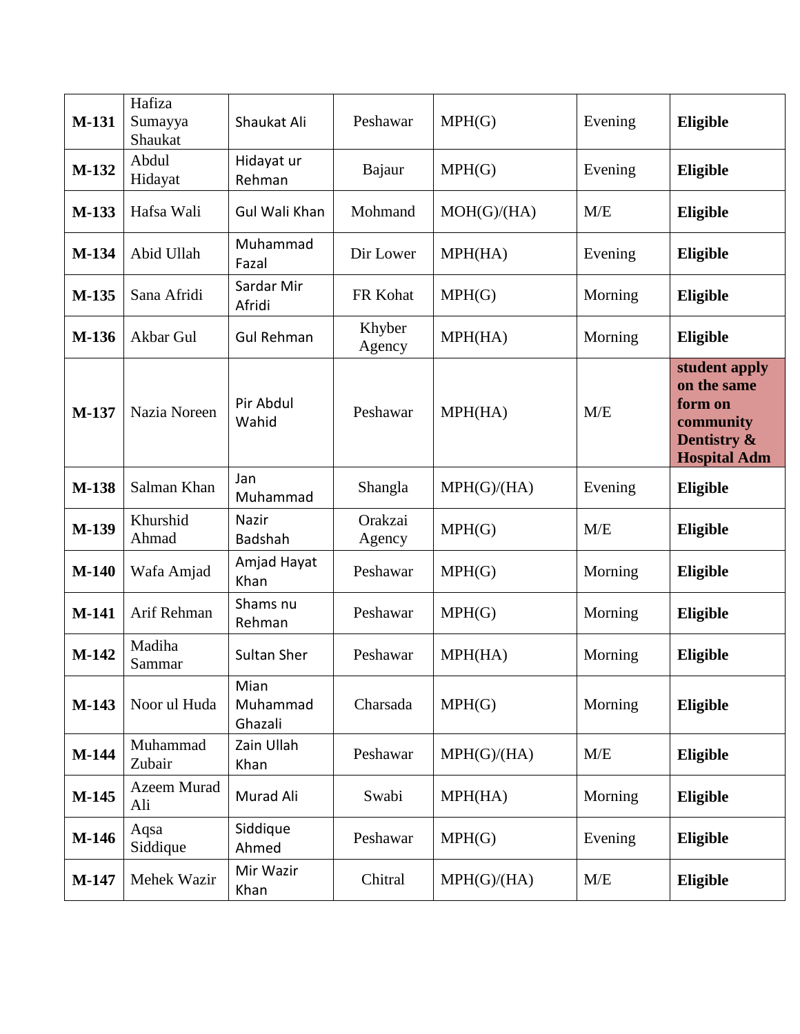| | | | | | | |
|---|---|---|---|---|---|---|
| **M-131** | Hafiza Sumayya Shaukat | Shaukat Ali | Peshawar | MPH(G) | Evening | **Eligible** |
| **M-132** | Abdul Hidayat | Hidayat ur Rehman | Bajaur | MPH(G) | Evening | **Eligible** |
| **M-133** | Hafsa Wali | Gul Wali Khan | Mohmand | MOH(G)/(HA) | M/E | **Eligible** |
| **M-134** | Abid Ullah | Muhammad Fazal | Dir Lower | MPH(HA) | Evening | **Eligible** |
| **M-135** | Sana Afridi | Sardar Mir Afridi | FR Kohat | MPH(G) | Morning | **Eligible** |
| **M-136** | Akbar Gul | Gul Rehman | Khyber Agency | MPH(HA) | Morning | **Eligible** |
| **M-137** | Nazia Noreen | Pir Abdul Wahid | Peshawar | MPH(HA) | M/E | **student apply on the same form on community Dentistry & Hospital Adm** |
| **M-138** | Salman Khan | Jan Muhammad | Shangla | MPH(G)/(HA) | Evening | **Eligible** |
| **M-139** | Khurshid Ahmad | Nazir Badshah | Orakzai Agency | MPH(G) | M/E | **Eligible** |
| **M-140** | Wafa Amjad | Amjad Hayat Khan | Peshawar | MPH(G) | Morning | **Eligible** |
| **M-141** | Arif Rehman | Shams nu Rehman | Peshawar | MPH(G) | Morning | **Eligible** |
| **M-142** | Madiha Sammar | Sultan Sher | Peshawar | MPH(HA) | Morning | **Eligible** |
| **M-143** | Noor ul Huda | Mian Muhammad Ghazali | Charsada | MPH(G) | Morning | **Eligible** |
| **M-144** | Muhammad Zubair | Zain Ullah Khan | Peshawar | MPH(G)/(HA) | M/E | **Eligible** |
| **M-145** | Azeem Murad Ali | Murad Ali | Swabi | MPH(HA) | Morning | **Eligible** |
| **M-146** | Aqsa Siddique | Siddique Ahmed | Peshawar | MPH(G) | Evening | **Eligible** |
| **M-147** | Mehek Wazir | Mir Wazir Khan | Chitral | MPH(G)/(HA) | M/E | **Eligible** |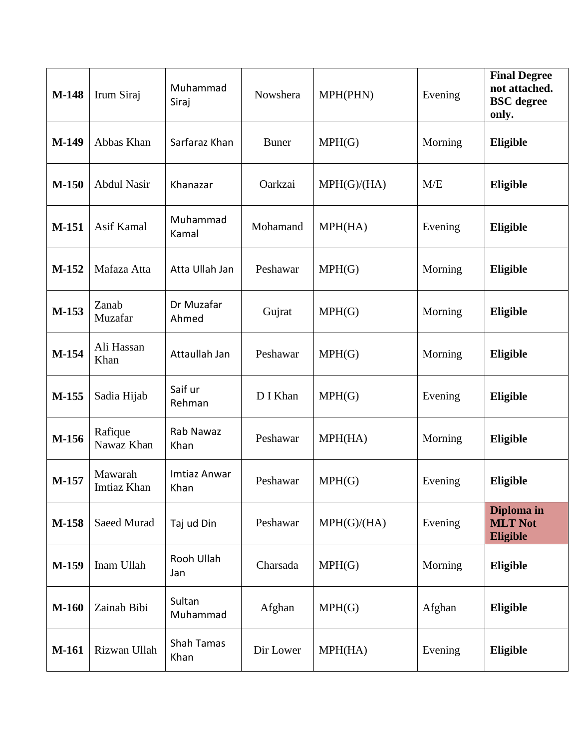| | | | | | | |
|---|---|---|---|---|---|---|
| **M-148** | Irum Siraj | Muhammad Siraj | Nowshera | MPH(PHN) | Evening | **Final Degree not attached. BSC degree only.** |
| **M-149** | Abbas Khan | Sarfaraz Khan | Buner | MPH(G) | Morning | **Eligible** |
| **M-150** | Abdul Nasir | Khanazar | Oarkzai | MPH(G)/(HA) | M/E | **Eligible** |
| **M-151** | Asif Kamal | Muhammad Kamal | Mohamand | MPH(HA) | Evening | **Eligible** |
| **M-152** | Mafaza Atta | Atta Ullah Jan | Peshawar | MPH(G) | Morning | **Eligible** |
| **M-153** | Zanab Muzafar | Dr Muzafar Ahmed | Gujrat | MPH(G) | Morning | **Eligible** |
| **M-154** | Ali Hassan Khan | Attaullah Jan | Peshawar | MPH(G) | Morning | **Eligible** |
| **M-155** | Sadia Hijab | Saif ur Rehman | D I Khan | MPH(G) | Evening | **Eligible** |
| **M-156** | Rafique Nawaz Khan | Rab Nawaz Khan | Peshawar | MPH(HA) | Morning | **Eligible** |
| **M-157** | Mawarah Imtiaz Khan | Imtiaz Anwar Khan | Peshawar | MPH(G) | Evening | **Eligible** |
| **M-158** | Saeed Murad | Taj ud Din | Peshawar | MPH(G)/(HA) | Evening | **Diploma in MLT Not Eligible** |
| **M-159** | Inam Ullah | Rooh Ullah Jan | Charsada | MPH(G) | Morning | **Eligible** |
| **M-160** | Zainab Bibi | Sultan Muhammad | Afghan | MPH(G) | Afghan | **Eligible** |
| **M-161** | Rizwan Ullah | Shah Tamas Khan | Dir Lower | MPH(HA) | Evening | **Eligible** |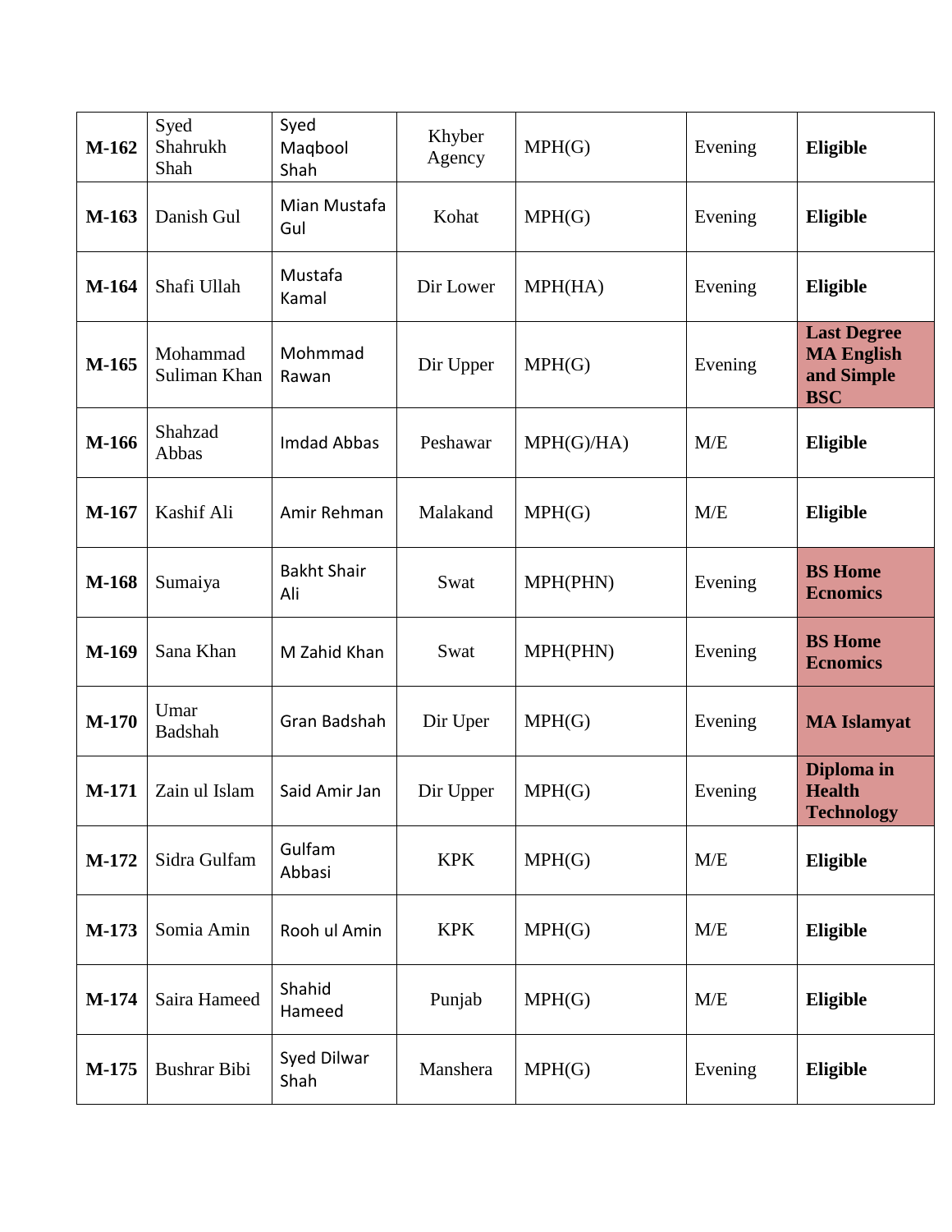| | | | | | | |
|---|---|---|---|---|---|---|
| **M-162** | Syed Shahrukh Shah | Syed Maqbool Shah | Khyber Agency | MPH(G) | Evening | **Eligible** |
| **M-163** | Danish Gul | Mian Mustafa Gul | Kohat | MPH(G) | Evening | **Eligible** |
| **M-164** | Shafi Ullah | Mustafa Kamal | Dir Lower | MPH(HA) | Evening | **Eligible** |
| **M-165** | Mohammad Suliman Khan | Mohmmad Rawan | Dir Upper | MPH(G) | Evening | **Last Degree MA English and Simple BSC** |
| **M-166** | Shahzad Abbas | Imdad Abbas | Peshawar | MPH(G)/HA) | M/E | **Eligible** |
| **M-167** | Kashif Ali | Amir Rehman | Malakand | MPH(G) | M/E | **Eligible** |
| **M-168** | Sumaiya | Bakht Shair Ali | Swat | MPH(PHN) | Evening | **BS Home Ecnomics** |
| **M-169** | Sana Khan | M Zahid Khan | Swat | MPH(PHN) | Evening | **BS Home Ecnomics** |
| **M-170** | Umar Badshah | Gran Badshah | Dir Uper | MPH(G) | Evening | **MA Islamyat** |
| **M-171** | Zain ul Islam | Said Amir Jan | Dir Upper | MPH(G) | Evening | **Diploma in Health Technology** |
| **M-172** | Sidra Gulfam | Gulfam Abbasi | KPK | MPH(G) | M/E | **Eligible** |
| **M-173** | Somia Amin | Rooh ul Amin | KPK | MPH(G) | M/E | **Eligible** |
| **M-174** | Saira Hameed | Shahid Hameed | Punjab | MPH(G) | M/E | **Eligible** |
| **M-175** | Bushrar Bibi | Syed Dilwar Shah | Manshera | MPH(G) | Evening | **Eligible** |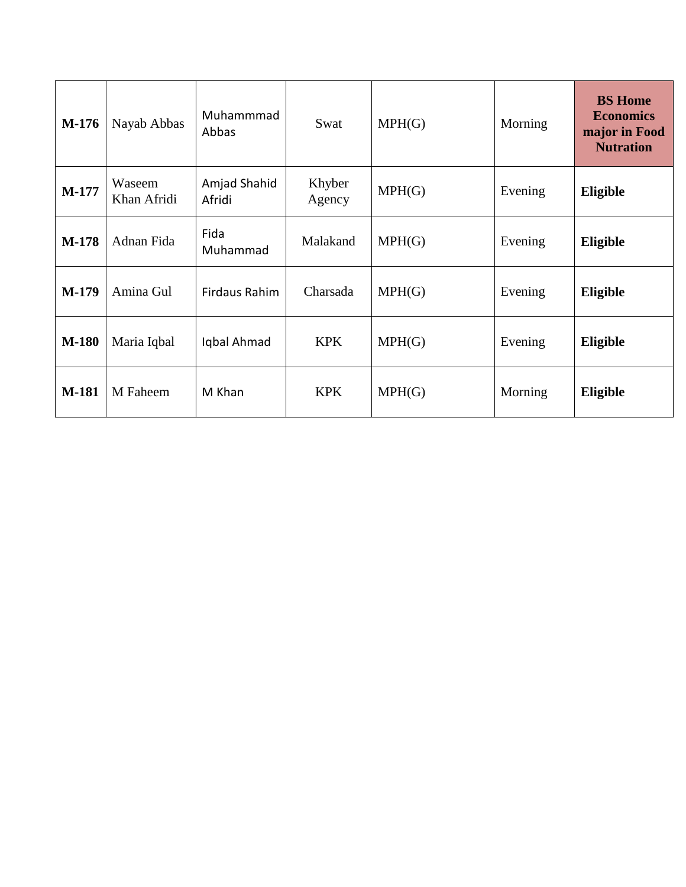| | | | | | | |
|---|---|---|---|---|---|---|
| **M-176** | Nayab Abbas | Muhammmad Abbas | Swat | MPH(G) | Morning | **BS Home Economics major in Food Nutration** |
| **M-177** | Waseem Khan Afridi | Amjad Shahid Afridi | Khyber Agency | MPH(G) | Evening | **Eligible** |
| **M-178** | Adnan Fida | Fida Muhammad | Malakand | MPH(G) | Evening | **Eligible** |
| **M-179** | Amina Gul | Firdaus Rahim | Charsada | MPH(G) | Evening | **Eligible** |
| **M-180** | Maria Iqbal | Iqbal Ahmad | KPK | MPH(G) | Evening | **Eligible** |
| **M-181** | M Faheem | M Khan | KPK | MPH(G) | Morning | **Eligible** |